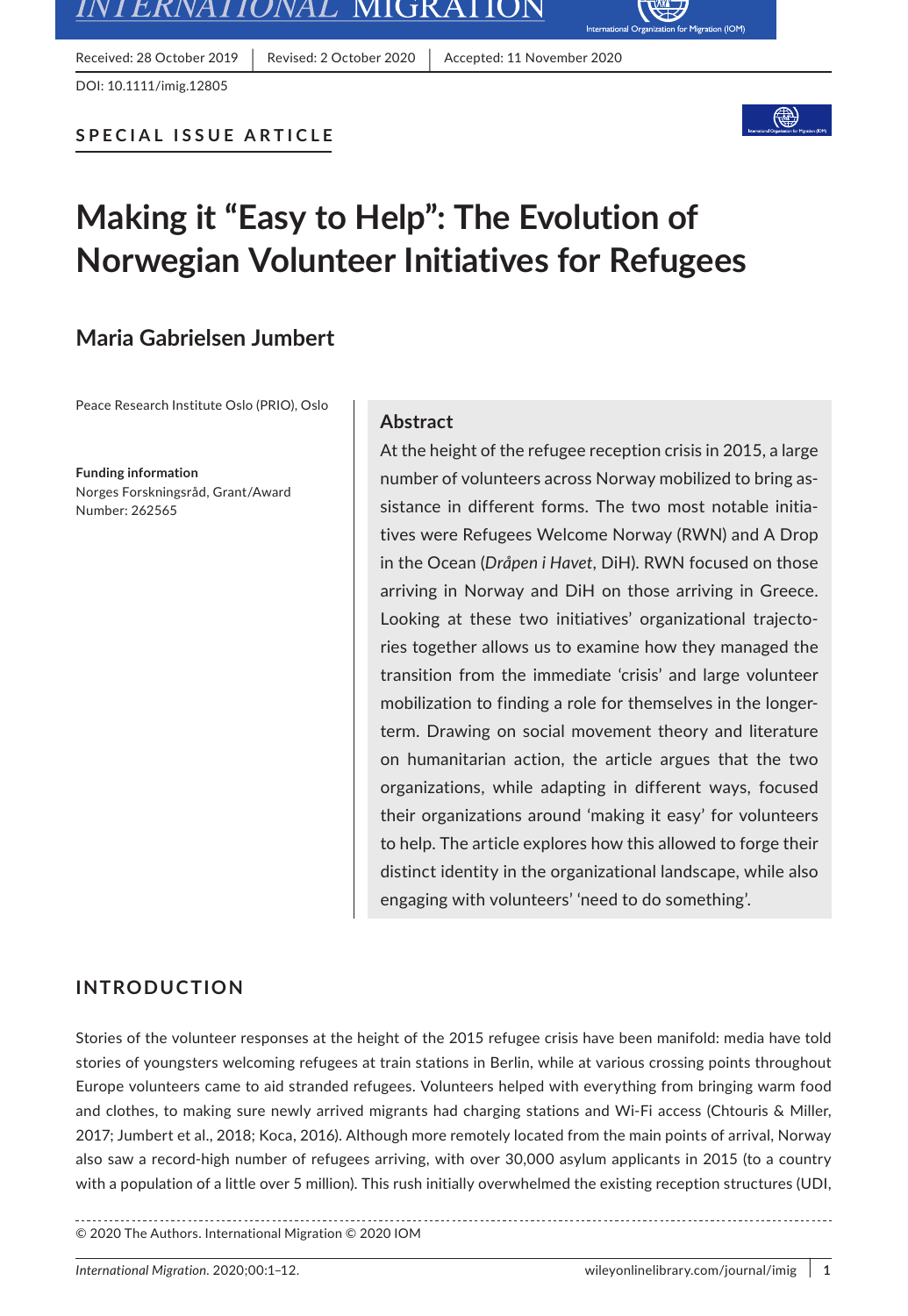Received: 28 October 2019 | Revised: 2 October 2020 | Accepted: 11 November 2020

DOI: 10.1111/imig.12805

**SPECIAL ISSUE ARTICLE**

# Making it "Easy to Help": The Evolution of Norwegian Volunteer Initiatives for Refugees

## Maria Gabrielsen Jumbert

Peace Research Institute Oslo (PRIO), Oslo

**Funding information**
Norges Forskningsråd, Grant/Award Number: 262565

### Abstract

At the height of the refugee reception crisis in 2015, a large number of volunteers across Norway mobilized to bring assistance in different forms. The two most notable initiatives were Refugees Welcome Norway (RWN) and A Drop in the Ocean (*Dråpen i Havet*, DiH). RWN focused on those arriving in Norway and DiH on those arriving in Greece. Looking at these two initiatives' organizational trajectories together allows us to examine how they managed the transition from the immediate 'crisis' and large volunteer mobilization to finding a role for themselves in the longer-term. Drawing on social movement theory and literature on humanitarian action, the article argues that the two organizations, while adapting in different ways, focused their organizations around 'making it easy' for volunteers to help. The article explores how this allowed to forge their distinct identity in the organizational landscape, while also engaging with volunteers' 'need to do something'.

## INTRODUCTION

Stories of the volunteer responses at the height of the 2015 refugee crisis have been manifold: media have told stories of youngsters welcoming refugees at train stations in Berlin, while at various crossing points throughout Europe volunteers came to aid stranded refugees. Volunteers helped with everything from bringing warm food and clothes, to making sure newly arrived migrants had charging stations and Wi-Fi access (Chtouris & Miller, 2017; Jumbert et al., 2018; Koca, 2016). Although more remotely located from the main points of arrival, Norway also saw a record-high number of refugees arriving, with over 30,000 asylum applicants in 2015 (to a country with a population of a little over 5 million). This rush initially overwhelmed the existing reception structures (UDI,

© 2020 The Authors. International Migration © 2020 IOM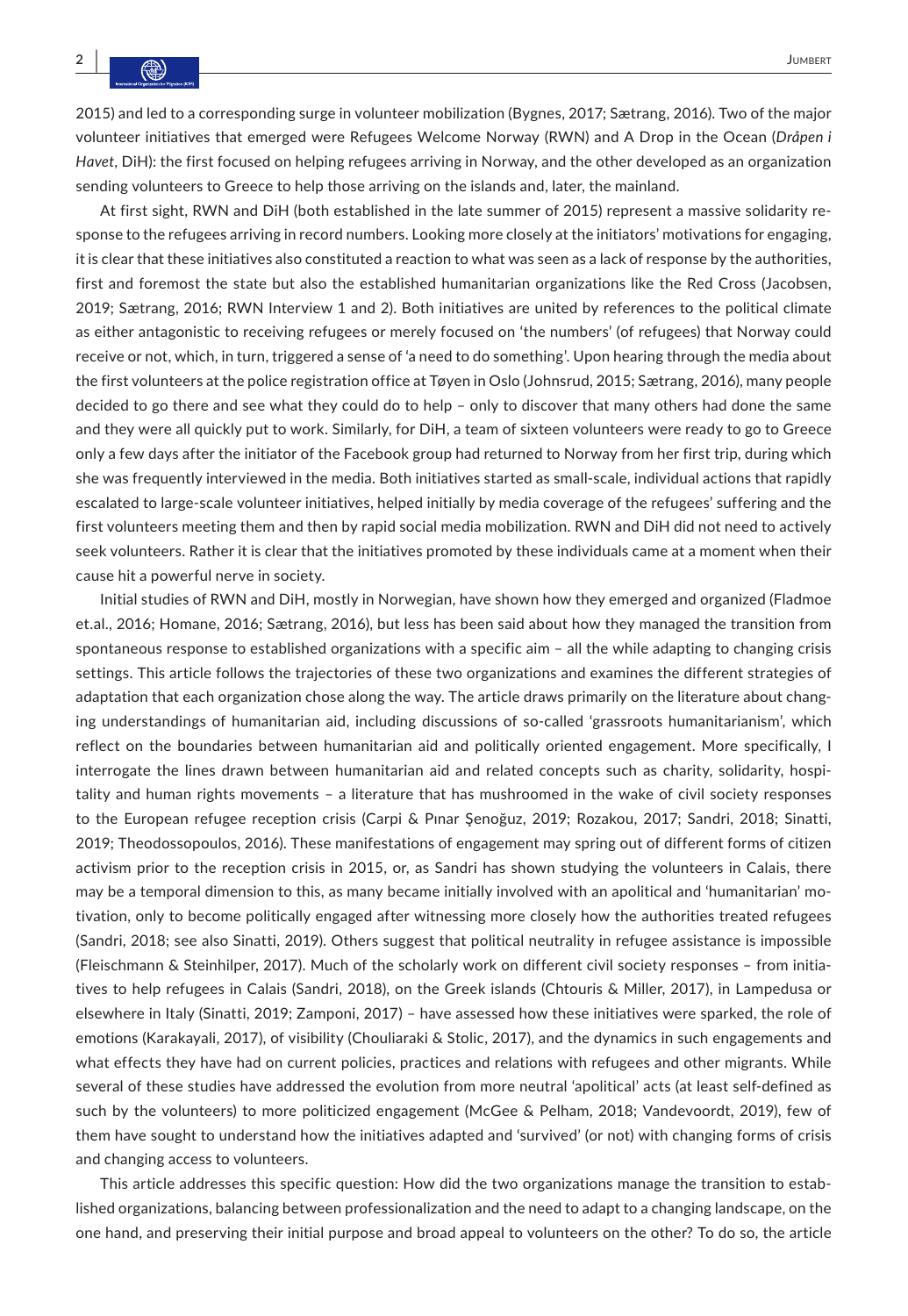2015) and led to a corresponding surge in volunteer mobilization (Bygnes, 2017; Sætrang, 2016). Two of the major volunteer initiatives that emerged were Refugees Welcome Norway (RWN) and A Drop in the Ocean (*Dråpen i Havet*, DiH): the first focused on helping refugees arriving in Norway, and the other developed as an organization sending volunteers to Greece to help those arriving on the islands and, later, the mainland.

At first sight, RWN and DiH (both established in the late summer of 2015) represent a massive solidarity response to the refugees arriving in record numbers. Looking more closely at the initiators' motivations for engaging, it is clear that these initiatives also constituted a reaction to what was seen as a lack of response by the authorities, first and foremost the state but also the established humanitarian organizations like the Red Cross (Jacobsen, 2019; Sætrang, 2016; RWN Interview 1 and 2). Both initiatives are united by references to the political climate as either antagonistic to receiving refugees or merely focused on 'the numbers' (of refugees) that Norway could receive or not, which, in turn, triggered a sense of 'a need to do something'. Upon hearing through the media about the first volunteers at the police registration office at Tøyen in Oslo (Johnsrud, 2015; Sætrang, 2016), many people decided to go there and see what they could do to help – only to discover that many others had done the same and they were all quickly put to work. Similarly, for DiH, a team of sixteen volunteers were ready to go to Greece only a few days after the initiator of the Facebook group had returned to Norway from her first trip, during which she was frequently interviewed in the media. Both initiatives started as small-scale, individual actions that rapidly escalated to large-scale volunteer initiatives, helped initially by media coverage of the refugees' suffering and the first volunteers meeting them and then by rapid social media mobilization. RWN and DiH did not need to actively seek volunteers. Rather it is clear that the initiatives promoted by these individuals came at a moment when their cause hit a powerful nerve in society.

Initial studies of RWN and DiH, mostly in Norwegian, have shown how they emerged and organized (Fladmoe et.al., 2016; Homane, 2016; Sætrang, 2016), but less has been said about how they managed the transition from spontaneous response to established organizations with a specific aim – all the while adapting to changing crisis settings. This article follows the trajectories of these two organizations and examines the different strategies of adaptation that each organization chose along the way. The article draws primarily on the literature about changing understandings of humanitarian aid, including discussions of so-called 'grassroots humanitarianism', which reflect on the boundaries between humanitarian aid and politically oriented engagement. More specifically, I interrogate the lines drawn between humanitarian aid and related concepts such as charity, solidarity, hospitality and human rights movements – a literature that has mushroomed in the wake of civil society responses to the European refugee reception crisis (Carpi & Pınar Şenoğuz, 2019; Rozakou, 2017; Sandri, 2018; Sinatti, 2019; Theodossopoulos, 2016). These manifestations of engagement may spring out of different forms of citizen activism prior to the reception crisis in 2015, or, as Sandri has shown studying the volunteers in Calais, there may be a temporal dimension to this, as many became initially involved with an apolitical and 'humanitarian' motivation, only to become politically engaged after witnessing more closely how the authorities treated refugees (Sandri, 2018; see also Sinatti, 2019). Others suggest that political neutrality in refugee assistance is impossible (Fleischmann & Steinhilper, 2017). Much of the scholarly work on different civil society responses – from initiatives to help refugees in Calais (Sandri, 2018), on the Greek islands (Chtouris & Miller, 2017), in Lampedusa or elsewhere in Italy (Sinatti, 2019; Zamponi, 2017) – have assessed how these initiatives were sparked, the role of emotions (Karakayali, 2017), of visibility (Chouliaraki & Stolic, 2017), and the dynamics in such engagements and what effects they have had on current policies, practices and relations with refugees and other migrants. While several of these studies have addressed the evolution from more neutral 'apolitical' acts (at least self-defined as such by the volunteers) to more politicized engagement (McGee & Pelham, 2018; Vandevoordt, 2019), few of them have sought to understand how the initiatives adapted and 'survived' (or not) with changing forms of crisis and changing access to volunteers.

This article addresses this specific question: How did the two organizations manage the transition to established organizations, balancing between professionalization and the need to adapt to a changing landscape, on the one hand, and preserving their initial purpose and broad appeal to volunteers on the other? To do so, the article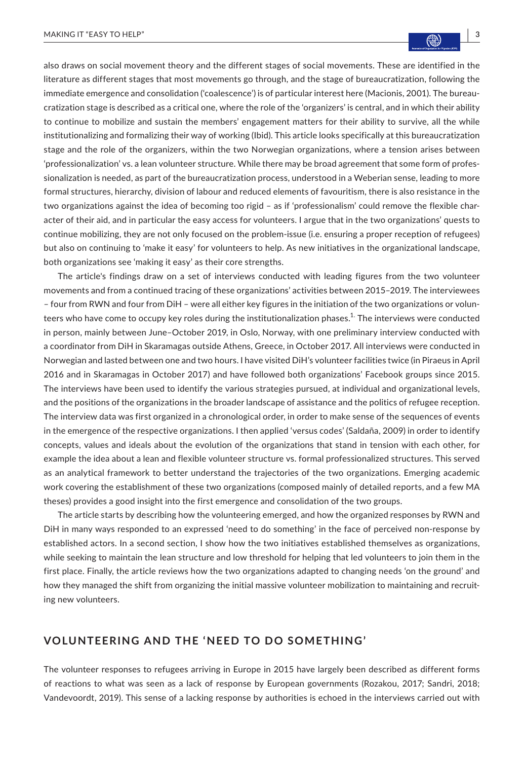also draws on social movement theory and the different stages of social movements. These are identified in the literature as different stages that most movements go through, and the stage of bureaucratization, following the immediate emergence and consolidation ('coalescence') is of particular interest here (Macionis, 2001). The bureaucratization stage is described as a critical one, where the role of the 'organizers' is central, and in which their ability to continue to mobilize and sustain the members' engagement matters for their ability to survive, all the while institutionalizing and formalizing their way of working (Ibid). This article looks specifically at this bureaucratization stage and the role of the organizers, within the two Norwegian organizations, where a tension arises between 'professionalization' vs. a lean volunteer structure. While there may be broad agreement that some form of professionalization is needed, as part of the bureaucratization process, understood in a Weberian sense, leading to more formal structures, hierarchy, division of labour and reduced elements of favouritism, there is also resistance in the two organizations against the idea of becoming too rigid – as if 'professionalism' could remove the flexible character of their aid, and in particular the easy access for volunteers. I argue that in the two organizations' quests to continue mobilizing, they are not only focused on the problem-issue (i.e. ensuring a proper reception of refugees) but also on continuing to 'make it easy' for volunteers to help. As new initiatives in the organizational landscape, both organizations see 'making it easy' as their core strengths.

The article's findings draw on a set of interviews conducted with leading figures from the two volunteer movements and from a continued tracing of these organizations' activities between 2015–2019. The interviewees – four from RWN and four from DiH – were all either key figures in the initiation of the two organizations or volunteers who have come to occupy key roles during the institutionalization phases.[1] The interviews were conducted in person, mainly between June–October 2019, in Oslo, Norway, with one preliminary interview conducted with a coordinator from DiH in Skaramagas outside Athens, Greece, in October 2017. All interviews were conducted in Norwegian and lasted between one and two hours. I have visited DiH's volunteer facilities twice (in Piraeus in April 2016 and in Skaramagas in October 2017) and have followed both organizations' Facebook groups since 2015. The interviews have been used to identify the various strategies pursued, at individual and organizational levels, and the positions of the organizations in the broader landscape of assistance and the politics of refugee reception. The interview data was first organized in a chronological order, in order to make sense of the sequences of events in the emergence of the respective organizations. I then applied 'versus codes' (Saldaña, 2009) in order to identify concepts, values and ideals about the evolution of the organizations that stand in tension with each other, for example the idea about a lean and flexible volunteer structure vs. formal professionalized structures. This served as an analytical framework to better understand the trajectories of the two organizations. Emerging academic work covering the establishment of these two organizations (composed mainly of detailed reports, and a few MA theses) provides a good insight into the first emergence and consolidation of the two groups.

The article starts by describing how the volunteering emerged, and how the organized responses by RWN and DiH in many ways responded to an expressed 'need to do something' in the face of perceived non-response by established actors. In a second section, I show how the two initiatives established themselves as organizations, while seeking to maintain the lean structure and low threshold for helping that led volunteers to join them in the first place. Finally, the article reviews how the two organizations adapted to changing needs 'on the ground' and how they managed the shift from organizing the initial massive volunteer mobilization to maintaining and recruiting new volunteers.

## VOLUNTEERING AND THE 'NEED TO DO SOMETHING'

The volunteer responses to refugees arriving in Europe in 2015 have largely been described as different forms of reactions to what was seen as a lack of response by European governments (Rozakou, 2017; Sandri, 2018; Vandevoordt, 2019). This sense of a lacking response by authorities is echoed in the interviews carried out with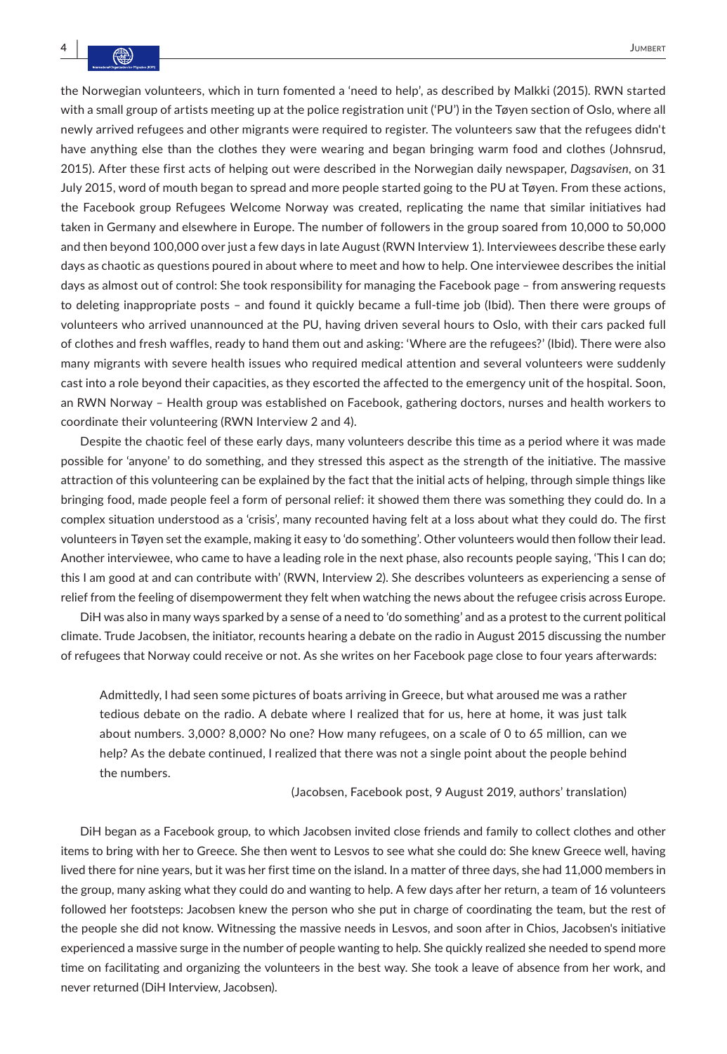the Norwegian volunteers, which in turn fomented a 'need to help', as described by Malkki (2015). RWN started with a small group of artists meeting up at the police registration unit ('PU') in the Tøyen section of Oslo, where all newly arrived refugees and other migrants were required to register. The volunteers saw that the refugees didn't have anything else than the clothes they were wearing and began bringing warm food and clothes (Johnsrud, 2015). After these first acts of helping out were described in the Norwegian daily newspaper, *Dagsavisen*, on 31 July 2015, word of mouth began to spread and more people started going to the PU at Tøyen. From these actions, the Facebook group Refugees Welcome Norway was created, replicating the name that similar initiatives had taken in Germany and elsewhere in Europe. The number of followers in the group soared from 10,000 to 50,000 and then beyond 100,000 over just a few days in late August (RWN Interview 1). Interviewees describe these early days as chaotic as questions poured in about where to meet and how to help. One interviewee describes the initial days as almost out of control: She took responsibility for managing the Facebook page – from answering requests to deleting inappropriate posts – and found it quickly became a full-time job (Ibid). Then there were groups of volunteers who arrived unannounced at the PU, having driven several hours to Oslo, with their cars packed full of clothes and fresh waffles, ready to hand them out and asking: 'Where are the refugees?' (Ibid). There were also many migrants with severe health issues who required medical attention and several volunteers were suddenly cast into a role beyond their capacities, as they escorted the affected to the emergency unit of the hospital. Soon, an RWN Norway – Health group was established on Facebook, gathering doctors, nurses and health workers to coordinate their volunteering (RWN Interview 2 and 4).

Despite the chaotic feel of these early days, many volunteers describe this time as a period where it was made possible for 'anyone' to do something, and they stressed this aspect as the strength of the initiative. The massive attraction of this volunteering can be explained by the fact that the initial acts of helping, through simple things like bringing food, made people feel a form of personal relief: it showed them there was something they could do. In a complex situation understood as a 'crisis', many recounted having felt at a loss about what they could do. The first volunteers in Tøyen set the example, making it easy to 'do something'. Other volunteers would then follow their lead. Another interviewee, who came to have a leading role in the next phase, also recounts people saying, 'This I can do; this I am good at and can contribute with' (RWN, Interview 2). She describes volunteers as experiencing a sense of relief from the feeling of disempowerment they felt when watching the news about the refugee crisis across Europe.

DiH was also in many ways sparked by a sense of a need to 'do something' and as a protest to the current political climate. Trude Jacobsen, the initiator, recounts hearing a debate on the radio in August 2015 discussing the number of refugees that Norway could receive or not. As she writes on her Facebook page close to four years afterwards:

> Admittedly, I had seen some pictures of boats arriving in Greece, but what aroused me was a rather tedious debate on the radio. A debate where I realized that for us, here at home, it was just talk about numbers. 3,000? 8,000? No one? How many refugees, on a scale of 0 to 65 million, can we help? As the debate continued, I realized that there was not a single point about the people behind the numbers.
>
> (Jacobsen, Facebook post, 9 August 2019, authors' translation)

DiH began as a Facebook group, to which Jacobsen invited close friends and family to collect clothes and other items to bring with her to Greece. She then went to Lesvos to see what she could do: She knew Greece well, having lived there for nine years, but it was her first time on the island. In a matter of three days, she had 11,000 members in the group, many asking what they could do and wanting to help. A few days after her return, a team of 16 volunteers followed her footsteps: Jacobsen knew the person who she put in charge of coordinating the team, but the rest of the people she did not know. Witnessing the massive needs in Lesvos, and soon after in Chios, Jacobsen's initiative experienced a massive surge in the number of people wanting to help. She quickly realized she needed to spend more time on facilitating and organizing the volunteers in the best way. She took a leave of absence from her work, and never returned (DiH Interview, Jacobsen).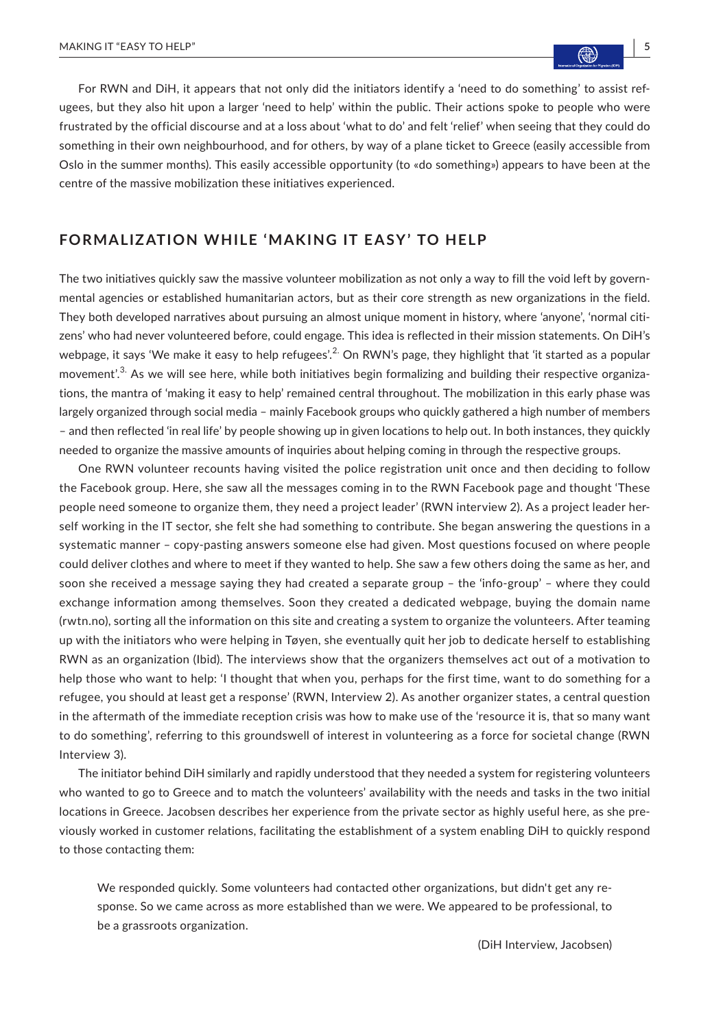For RWN and DiH, it appears that not only did the initiators identify a 'need to do something' to assist refugees, but they also hit upon a larger 'need to help' within the public. Their actions spoke to people who were frustrated by the official discourse and at a loss about 'what to do' and felt 'relief' when seeing that they could do something in their own neighbourhood, and for others, by way of a plane ticket to Greece (easily accessible from Oslo in the summer months). This easily accessible opportunity (to «do something») appears to have been at the centre of the massive mobilization these initiatives experienced.

## FORMALIZATION WHILE 'MAKING IT EASY' TO HELP

The two initiatives quickly saw the massive volunteer mobilization as not only a way to fill the void left by governmental agencies or established humanitarian actors, but as their core strength as new organizations in the field. They both developed narratives about pursuing an almost unique moment in history, where 'anyone', 'normal citizens' who had never volunteered before, could engage. This idea is reflected in their mission statements. On DiH's webpage, it says 'We make it easy to help refugees'.[2] On RWN's page, they highlight that 'it started as a popular movement'.[3] As we will see here, while both initiatives begin formalizing and building their respective organizations, the mantra of 'making it easy to help' remained central throughout. The mobilization in this early phase was largely organized through social media – mainly Facebook groups who quickly gathered a high number of members – and then reflected 'in real life' by people showing up in given locations to help out. In both instances, they quickly needed to organize the massive amounts of inquiries about helping coming in through the respective groups.

One RWN volunteer recounts having visited the police registration unit once and then deciding to follow the Facebook group. Here, she saw all the messages coming in to the RWN Facebook page and thought 'These people need someone to organize them, they need a project leader' (RWN interview 2). As a project leader herself working in the IT sector, she felt she had something to contribute. She began answering the questions in a systematic manner – copy-pasting answers someone else had given. Most questions focused on where people could deliver clothes and where to meet if they wanted to help. She saw a few others doing the same as her, and soon she received a message saying they had created a separate group – the 'info-group' – where they could exchange information among themselves. Soon they created a dedicated webpage, buying the domain name (rwtn.no), sorting all the information on this site and creating a system to organize the volunteers. After teaming up with the initiators who were helping in Tøyen, she eventually quit her job to dedicate herself to establishing RWN as an organization (Ibid). The interviews show that the organizers themselves act out of a motivation to help those who want to help: 'I thought that when you, perhaps for the first time, want to do something for a refugee, you should at least get a response' (RWN, Interview 2). As another organizer states, a central question in the aftermath of the immediate reception crisis was how to make use of the 'resource it is, that so many want to do something', referring to this groundswell of interest in volunteering as a force for societal change (RWN Interview 3).

The initiator behind DiH similarly and rapidly understood that they needed a system for registering volunteers who wanted to go to Greece and to match the volunteers' availability with the needs and tasks in the two initial locations in Greece. Jacobsen describes her experience from the private sector as highly useful here, as she previously worked in customer relations, facilitating the establishment of a system enabling DiH to quickly respond to those contacting them:

> We responded quickly. Some volunteers had contacted other organizations, but didn't get any response. So we came across as more established than we were. We appeared to be professional, to be a grassroots organization.
>
> (DiH Interview, Jacobsen)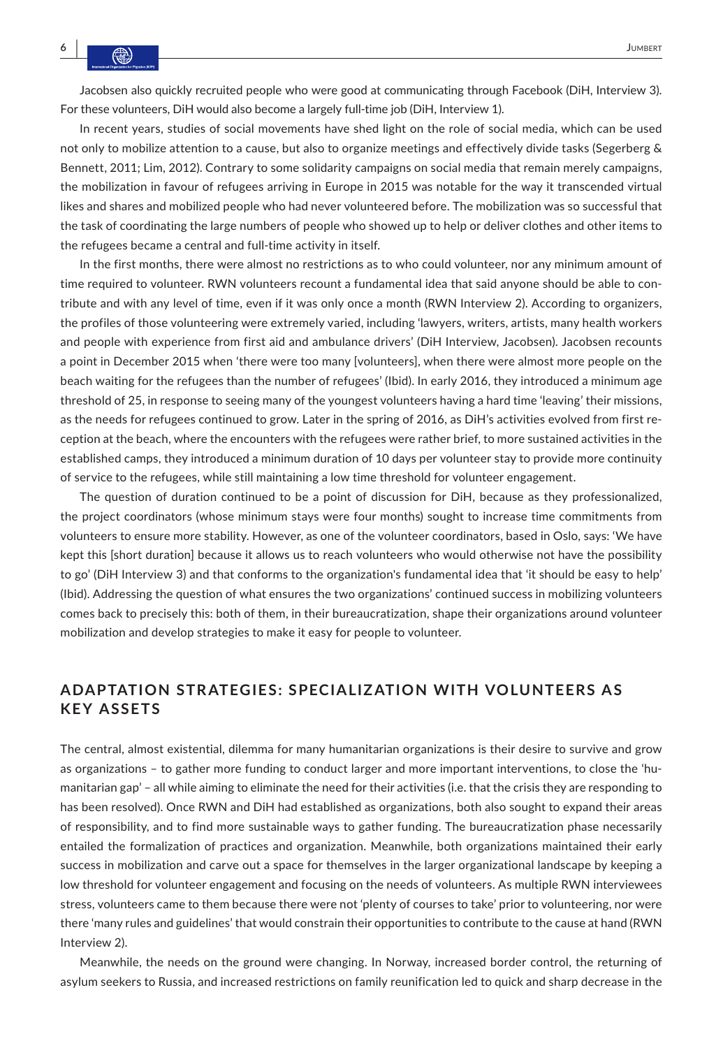Jacobsen also quickly recruited people who were good at communicating through Facebook (DiH, Interview 3). For these volunteers, DiH would also become a largely full-time job (DiH, Interview 1).

In recent years, studies of social movements have shed light on the role of social media, which can be used not only to mobilize attention to a cause, but also to organize meetings and effectively divide tasks (Segerberg & Bennett, 2011; Lim, 2012). Contrary to some solidarity campaigns on social media that remain merely campaigns, the mobilization in favour of refugees arriving in Europe in 2015 was notable for the way it transcended virtual likes and shares and mobilized people who had never volunteered before. The mobilization was so successful that the task of coordinating the large numbers of people who showed up to help or deliver clothes and other items to the refugees became a central and full-time activity in itself.

In the first months, there were almost no restrictions as to who could volunteer, nor any minimum amount of time required to volunteer. RWN volunteers recount a fundamental idea that said anyone should be able to contribute and with any level of time, even if it was only once a month (RWN Interview 2). According to organizers, the profiles of those volunteering were extremely varied, including 'lawyers, writers, artists, many health workers and people with experience from first aid and ambulance drivers' (DiH Interview, Jacobsen). Jacobsen recounts a point in December 2015 when 'there were too many [volunteers], when there were almost more people on the beach waiting for the refugees than the number of refugees' (Ibid). In early 2016, they introduced a minimum age threshold of 25, in response to seeing many of the youngest volunteers having a hard time 'leaving' their missions, as the needs for refugees continued to grow. Later in the spring of 2016, as DiH's activities evolved from first reception at the beach, where the encounters with the refugees were rather brief, to more sustained activities in the established camps, they introduced a minimum duration of 10 days per volunteer stay to provide more continuity of service to the refugees, while still maintaining a low time threshold for volunteer engagement.

The question of duration continued to be a point of discussion for DiH, because as they professionalized, the project coordinators (whose minimum stays were four months) sought to increase time commitments from volunteers to ensure more stability. However, as one of the volunteer coordinators, based in Oslo, says: 'We have kept this [short duration] because it allows us to reach volunteers who would otherwise not have the possibility to go' (DiH Interview 3) and that conforms to the organization's fundamental idea that 'it should be easy to help' (Ibid). Addressing the question of what ensures the two organizations' continued success in mobilizing volunteers comes back to precisely this: both of them, in their bureaucratization, shape their organizations around volunteer mobilization and develop strategies to make it easy for people to volunteer.

## ADAPTATION STRATEGIES: SPECIALIZATION WITH VOLUNTEERS AS KEY ASSETS

The central, almost existential, dilemma for many humanitarian organizations is their desire to survive and grow as organizations – to gather more funding to conduct larger and more important interventions, to close the 'humanitarian gap' – all while aiming to eliminate the need for their activities (i.e. that the crisis they are responding to has been resolved). Once RWN and DiH had established as organizations, both also sought to expand their areas of responsibility, and to find more sustainable ways to gather funding. The bureaucratization phase necessarily entailed the formalization of practices and organization. Meanwhile, both organizations maintained their early success in mobilization and carve out a space for themselves in the larger organizational landscape by keeping a low threshold for volunteer engagement and focusing on the needs of volunteers. As multiple RWN interviewees stress, volunteers came to them because there were not 'plenty of courses to take' prior to volunteering, nor were there 'many rules and guidelines' that would constrain their opportunities to contribute to the cause at hand (RWN Interview 2).

Meanwhile, the needs on the ground were changing. In Norway, increased border control, the returning of asylum seekers to Russia, and increased restrictions on family reunification led to quick and sharp decrease in the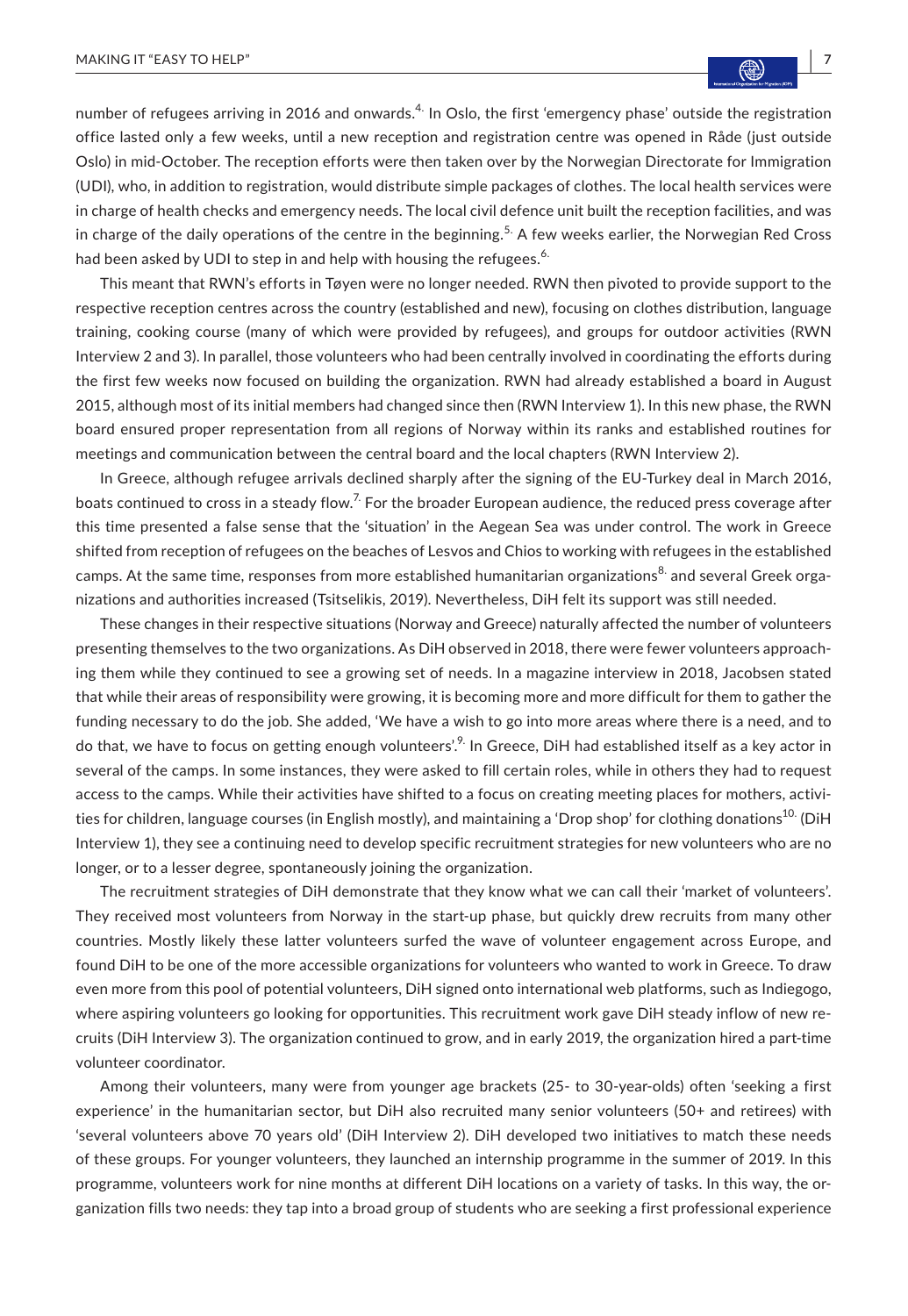number of refugees arriving in 2016 and onwards.[4.] In Oslo, the first 'emergency phase' outside the registration office lasted only a few weeks, until a new reception and registration centre was opened in Råde (just outside Oslo) in mid-October. The reception efforts were then taken over by the Norwegian Directorate for Immigration (UDI), who, in addition to registration, would distribute simple packages of clothes. The local health services were in charge of health checks and emergency needs. The local civil defence unit built the reception facilities, and was in charge of the daily operations of the centre in the beginning.[5.] A few weeks earlier, the Norwegian Red Cross had been asked by UDI to step in and help with housing the refugees.[6.]

This meant that RWN's efforts in Tøyen were no longer needed. RWN then pivoted to provide support to the respective reception centres across the country (established and new), focusing on clothes distribution, language training, cooking course (many of which were provided by refugees), and groups for outdoor activities (RWN Interview 2 and 3). In parallel, those volunteers who had been centrally involved in coordinating the efforts during the first few weeks now focused on building the organization. RWN had already established a board in August 2015, although most of its initial members had changed since then (RWN Interview 1). In this new phase, the RWN board ensured proper representation from all regions of Norway within its ranks and established routines for meetings and communication between the central board and the local chapters (RWN Interview 2).

In Greece, although refugee arrivals declined sharply after the signing of the EU-Turkey deal in March 2016, boats continued to cross in a steady flow.[7.] For the broader European audience, the reduced press coverage after this time presented a false sense that the 'situation' in the Aegean Sea was under control. The work in Greece shifted from reception of refugees on the beaches of Lesvos and Chios to working with refugees in the established camps. At the same time, responses from more established humanitarian organizations[8.] and several Greek organizations and authorities increased (Tsitselikis, 2019). Nevertheless, DiH felt its support was still needed.

These changes in their respective situations (Norway and Greece) naturally affected the number of volunteers presenting themselves to the two organizations. As DiH observed in 2018, there were fewer volunteers approaching them while they continued to see a growing set of needs. In a magazine interview in 2018, Jacobsen stated that while their areas of responsibility were growing, it is becoming more and more difficult for them to gather the funding necessary to do the job. She added, 'We have a wish to go into more areas where there is a need, and to do that, we have to focus on getting enough volunteers'.[9.] In Greece, DiH had established itself as a key actor in several of the camps. In some instances, they were asked to fill certain roles, while in others they had to request access to the camps. While their activities have shifted to a focus on creating meeting places for mothers, activities for children, language courses (in English mostly), and maintaining a 'Drop shop' for clothing donations[10.] (DiH Interview 1), they see a continuing need to develop specific recruitment strategies for new volunteers who are no longer, or to a lesser degree, spontaneously joining the organization.

The recruitment strategies of DiH demonstrate that they know what we can call their 'market of volunteers'. They received most volunteers from Norway in the start-up phase, but quickly drew recruits from many other countries. Mostly likely these latter volunteers surfed the wave of volunteer engagement across Europe, and found DiH to be one of the more accessible organizations for volunteers who wanted to work in Greece. To draw even more from this pool of potential volunteers, DiH signed onto international web platforms, such as Indiegogo, where aspiring volunteers go looking for opportunities. This recruitment work gave DiH steady inflow of new recruits (DiH Interview 3). The organization continued to grow, and in early 2019, the organization hired a part-time volunteer coordinator.

Among their volunteers, many were from younger age brackets (25- to 30-year-olds) often 'seeking a first experience' in the humanitarian sector, but DiH also recruited many senior volunteers (50+ and retirees) with 'several volunteers above 70 years old' (DiH Interview 2). DiH developed two initiatives to match these needs of these groups. For younger volunteers, they launched an internship programme in the summer of 2019. In this programme, volunteers work for nine months at different DiH locations on a variety of tasks. In this way, the organization fills two needs: they tap into a broad group of students who are seeking a first professional experience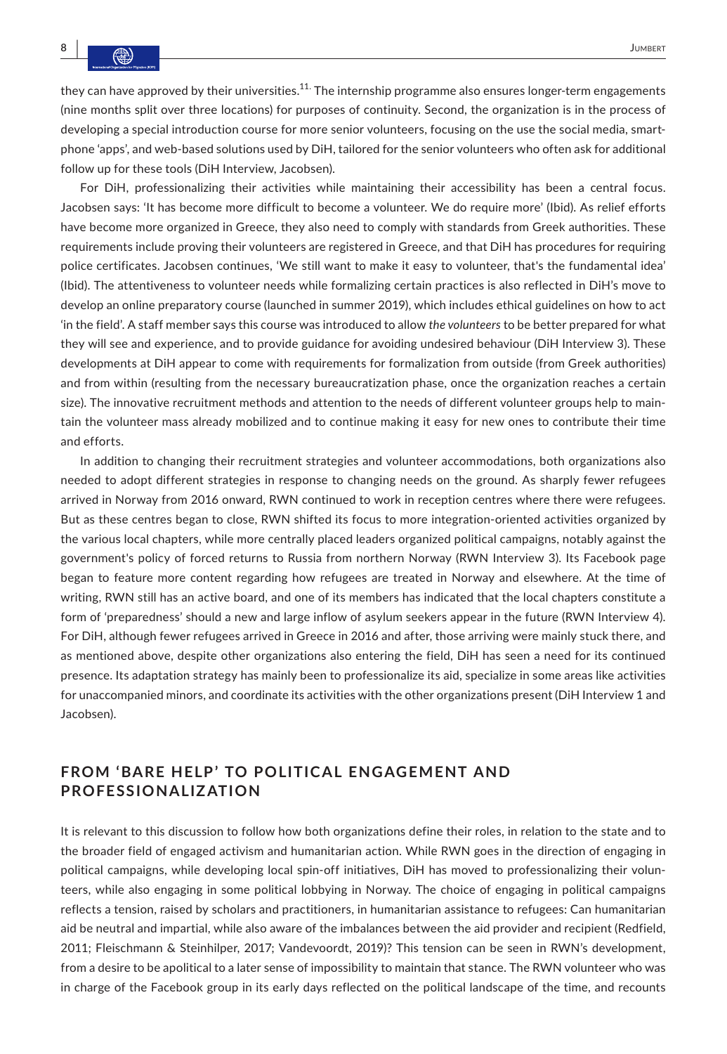they can have approved by their universities.[11.] The internship programme also ensures longer-term engagements (nine months split over three locations) for purposes of continuity. Second, the organization is in the process of developing a special introduction course for more senior volunteers, focusing on the use the social media, smartphone 'apps', and web-based solutions used by DiH, tailored for the senior volunteers who often ask for additional follow up for these tools (DiH Interview, Jacobsen).

For DiH, professionalizing their activities while maintaining their accessibility has been a central focus. Jacobsen says: 'It has become more difficult to become a volunteer. We do require more' (Ibid). As relief efforts have become more organized in Greece, they also need to comply with standards from Greek authorities. These requirements include proving their volunteers are registered in Greece, and that DiH has procedures for requiring police certificates. Jacobsen continues, 'We still want to make it easy to volunteer, that's the fundamental idea' (Ibid). The attentiveness to volunteer needs while formalizing certain practices is also reflected in DiH's move to develop an online preparatory course (launched in summer 2019), which includes ethical guidelines on how to act 'in the field'. A staff member says this course was introduced to allow *the volunteers* to be better prepared for what they will see and experience, and to provide guidance for avoiding undesired behaviour (DiH Interview 3). These developments at DiH appear to come with requirements for formalization from outside (from Greek authorities) and from within (resulting from the necessary bureaucratization phase, once the organization reaches a certain size). The innovative recruitment methods and attention to the needs of different volunteer groups help to maintain the volunteer mass already mobilized and to continue making it easy for new ones to contribute their time and efforts.

In addition to changing their recruitment strategies and volunteer accommodations, both organizations also needed to adopt different strategies in response to changing needs on the ground. As sharply fewer refugees arrived in Norway from 2016 onward, RWN continued to work in reception centres where there were refugees. But as these centres began to close, RWN shifted its focus to more integration-oriented activities organized by the various local chapters, while more centrally placed leaders organized political campaigns, notably against the government's policy of forced returns to Russia from northern Norway (RWN Interview 3). Its Facebook page began to feature more content regarding how refugees are treated in Norway and elsewhere. At the time of writing, RWN still has an active board, and one of its members has indicated that the local chapters constitute a form of 'preparedness' should a new and large inflow of asylum seekers appear in the future (RWN Interview 4). For DiH, although fewer refugees arrived in Greece in 2016 and after, those arriving were mainly stuck there, and as mentioned above, despite other organizations also entering the field, DiH has seen a need for its continued presence. Its adaptation strategy has mainly been to professionalize its aid, specialize in some areas like activities for unaccompanied minors, and coordinate its activities with the other organizations present (DiH Interview 1 and Jacobsen).

## FROM 'BARE HELP' TO POLITICAL ENGAGEMENT AND PROFESSIONALIZATION

It is relevant to this discussion to follow how both organizations define their roles, in relation to the state and to the broader field of engaged activism and humanitarian action. While RWN goes in the direction of engaging in political campaigns, while developing local spin-off initiatives, DiH has moved to professionalizing their volunteers, while also engaging in some political lobbying in Norway. The choice of engaging in political campaigns reflects a tension, raised by scholars and practitioners, in humanitarian assistance to refugees: Can humanitarian aid be neutral and impartial, while also aware of the imbalances between the aid provider and recipient (Redfield, 2011; Fleischmann & Steinhilper, 2017; Vandevoordt, 2019)? This tension can be seen in RWN's development, from a desire to be apolitical to a later sense of impossibility to maintain that stance. The RWN volunteer who was in charge of the Facebook group in its early days reflected on the political landscape of the time, and recounts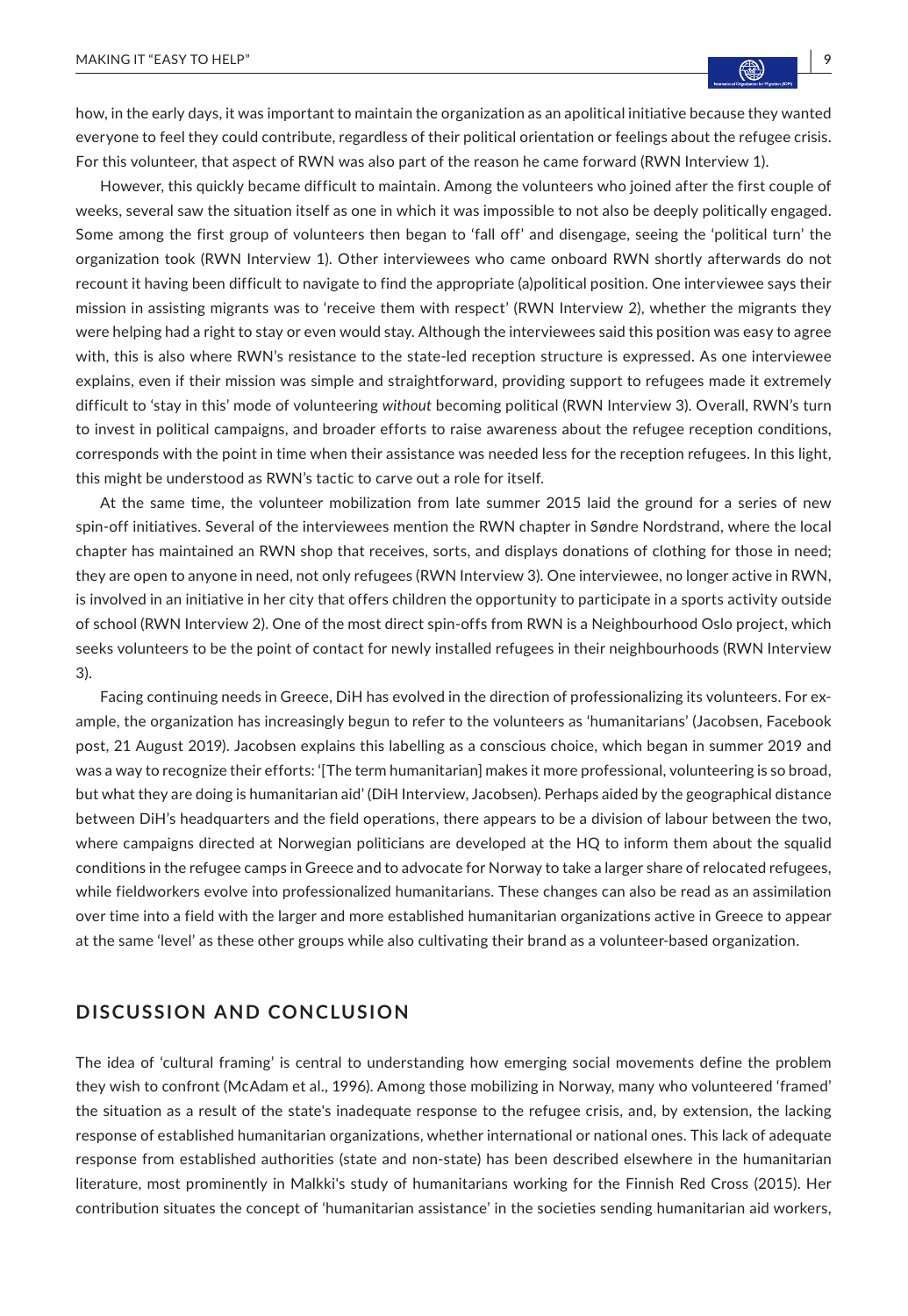how, in the early days, it was important to maintain the organization as an apolitical initiative because they wanted everyone to feel they could contribute, regardless of their political orientation or feelings about the refugee crisis. For this volunteer, that aspect of RWN was also part of the reason he came forward (RWN Interview 1).

However, this quickly became difficult to maintain. Among the volunteers who joined after the first couple of weeks, several saw the situation itself as one in which it was impossible to not also be deeply politically engaged. Some among the first group of volunteers then began to 'fall off' and disengage, seeing the 'political turn' the organization took (RWN Interview 1). Other interviewees who came onboard RWN shortly afterwards do not recount it having been difficult to navigate to find the appropriate (a)political position. One interviewee says their mission in assisting migrants was to 'receive them with respect' (RWN Interview 2), whether the migrants they were helping had a right to stay or even would stay. Although the interviewees said this position was easy to agree with, this is also where RWN's resistance to the state-led reception structure is expressed. As one interviewee explains, even if their mission was simple and straightforward, providing support to refugees made it extremely difficult to 'stay in this' mode of volunteering *without* becoming political (RWN Interview 3). Overall, RWN's turn to invest in political campaigns, and broader efforts to raise awareness about the refugee reception conditions, corresponds with the point in time when their assistance was needed less for the reception refugees. In this light, this might be understood as RWN's tactic to carve out a role for itself.

At the same time, the volunteer mobilization from late summer 2015 laid the ground for a series of new spin-off initiatives. Several of the interviewees mention the RWN chapter in Søndre Nordstrand, where the local chapter has maintained an RWN shop that receives, sorts, and displays donations of clothing for those in need; they are open to anyone in need, not only refugees (RWN Interview 3). One interviewee, no longer active in RWN, is involved in an initiative in her city that offers children the opportunity to participate in a sports activity outside of school (RWN Interview 2). One of the most direct spin-offs from RWN is a Neighbourhood Oslo project, which seeks volunteers to be the point of contact for newly installed refugees in their neighbourhoods (RWN Interview 3).

Facing continuing needs in Greece, DiH has evolved in the direction of professionalizing its volunteers. For example, the organization has increasingly begun to refer to the volunteers as 'humanitarians' (Jacobsen, Facebook post, 21 August 2019). Jacobsen explains this labelling as a conscious choice, which began in summer 2019 and was a way to recognize their efforts: '[The term humanitarian] makes it more professional, volunteering is so broad, but what they are doing is humanitarian aid' (DiH Interview, Jacobsen). Perhaps aided by the geographical distance between DiH's headquarters and the field operations, there appears to be a division of labour between the two, where campaigns directed at Norwegian politicians are developed at the HQ to inform them about the squalid conditions in the refugee camps in Greece and to advocate for Norway to take a larger share of relocated refugees, while fieldworkers evolve into professionalized humanitarians. These changes can also be read as an assimilation over time into a field with the larger and more established humanitarian organizations active in Greece to appear at the same 'level' as these other groups while also cultivating their brand as a volunteer-based organization.

## DISCUSSION AND CONCLUSION

The idea of 'cultural framing' is central to understanding how emerging social movements define the problem they wish to confront (McAdam et al., 1996). Among those mobilizing in Norway, many who volunteered 'framed' the situation as a result of the state's inadequate response to the refugee crisis, and, by extension, the lacking response of established humanitarian organizations, whether international or national ones. This lack of adequate response from established authorities (state and non-state) has been described elsewhere in the humanitarian literature, most prominently in Malkki's study of humanitarians working for the Finnish Red Cross (2015). Her contribution situates the concept of 'humanitarian assistance' in the societies sending humanitarian aid workers,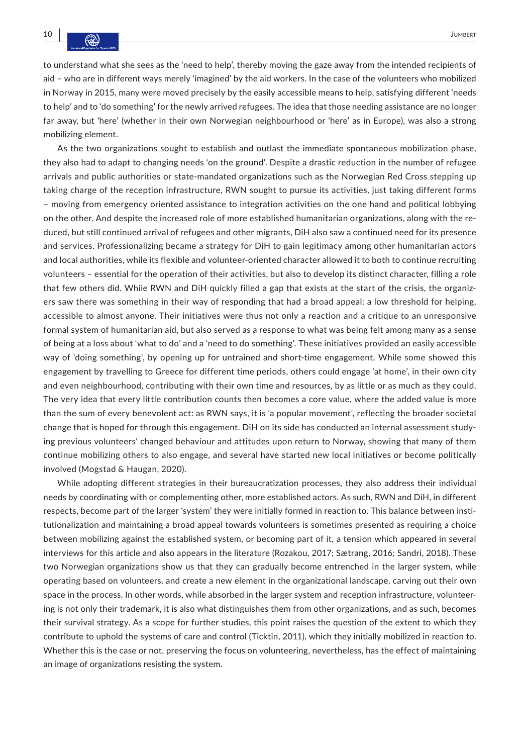to understand what she sees as the 'need to help', thereby moving the gaze away from the intended recipients of aid – who are in different ways merely 'imagined' by the aid workers. In the case of the volunteers who mobilized in Norway in 2015, many were moved precisely by the easily accessible means to help, satisfying different 'needs to help' and to 'do something' for the newly arrived refugees. The idea that those needing assistance are no longer far away, but 'here' (whether in their own Norwegian neighbourhood or 'here' as in Europe), was also a strong mobilizing element.

As the two organizations sought to establish and outlast the immediate spontaneous mobilization phase, they also had to adapt to changing needs 'on the ground'. Despite a drastic reduction in the number of refugee arrivals and public authorities or state-mandated organizations such as the Norwegian Red Cross stepping up taking charge of the reception infrastructure, RWN sought to pursue its activities, just taking different forms – moving from emergency oriented assistance to integration activities on the one hand and political lobbying on the other. And despite the increased role of more established humanitarian organizations, along with the reduced, but still continued arrival of refugees and other migrants, DiH also saw a continued need for its presence and services. Professionalizing became a strategy for DiH to gain legitimacy among other humanitarian actors and local authorities, while its flexible and volunteer-oriented character allowed it to both to continue recruiting volunteers – essential for the operation of their activities, but also to develop its distinct character, filling a role that few others did. While RWN and DiH quickly filled a gap that exists at the start of the crisis, the organizers saw there was something in their way of responding that had a broad appeal: a low threshold for helping, accessible to almost anyone. Their initiatives were thus not only a reaction and a critique to an unresponsive formal system of humanitarian aid, but also served as a response to what was being felt among many as a sense of being at a loss about 'what to do' and a 'need to do something'. These initiatives provided an easily accessible way of 'doing something', by opening up for untrained and short-time engagement. While some showed this engagement by travelling to Greece for different time periods, others could engage 'at home', in their own city and even neighbourhood, contributing with their own time and resources, by as little or as much as they could. The very idea that every little contribution counts then becomes a core value, where the added value is more than the sum of every benevolent act: as RWN says, it is 'a popular movement', reflecting the broader societal change that is hoped for through this engagement. DiH on its side has conducted an internal assessment studying previous volunteers' changed behaviour and attitudes upon return to Norway, showing that many of them continue mobilizing others to also engage, and several have started new local initiatives or become politically involved (Mogstad & Haugan, 2020).

While adopting different strategies in their bureaucratization processes, they also address their individual needs by coordinating with or complementing other, more established actors. As such, RWN and DiH, in different respects, become part of the larger 'system' they were initially formed in reaction to. This balance between institutionalization and maintaining a broad appeal towards volunteers is sometimes presented as requiring a choice between mobilizing against the established system, or becoming part of it, a tension which appeared in several interviews for this article and also appears in the literature (Rozakou, 2017; Sætrang, 2016; Sandri, 2018). These two Norwegian organizations show us that they can gradually become entrenched in the larger system, while operating based on volunteers, and create a new element in the organizational landscape, carving out their own space in the process. In other words, while absorbed in the larger system and reception infrastructure, volunteering is not only their trademark, it is also what distinguishes them from other organizations, and as such, becomes their survival strategy. As a scope for further studies, this point raises the question of the extent to which they contribute to uphold the systems of care and control (Ticktin, 2011), which they initially mobilized in reaction to. Whether this is the case or not, preserving the focus on volunteering, nevertheless, has the effect of maintaining an image of organizations resisting the system.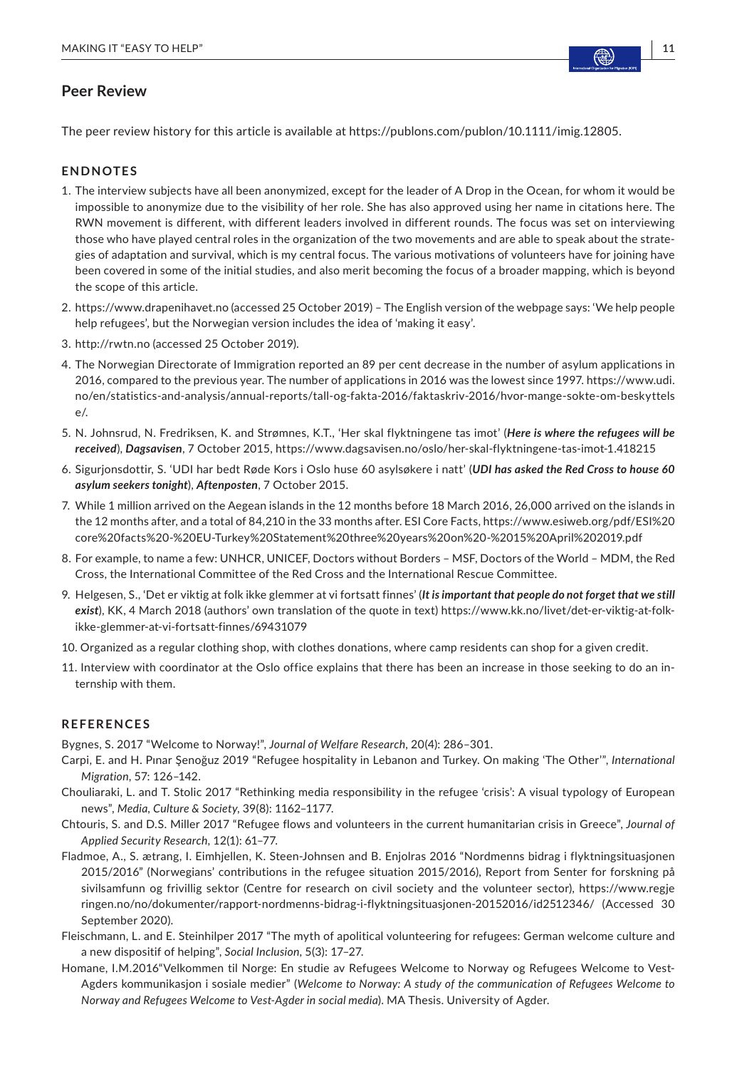## Peer Review

The peer review history for this article is available at https://publons.com/publon/10.1111/imig.12805.

### ENDNOTES

1. The interview subjects have all been anonymized, except for the leader of A Drop in the Ocean, for whom it would be impossible to anonymize due to the visibility of her role. She has also approved using her name in citations here. The RWN movement is different, with different leaders involved in different rounds. The focus was set on interviewing those who have played central roles in the organization of the two movements and are able to speak about the strategies of adaptation and survival, which is my central focus. The various motivations of volunteers have for joining have been covered in some of the initial studies, and also merit becoming the focus of a broader mapping, which is beyond the scope of this article.
2. https://www.drapenihavet.no (accessed 25 October 2019) – The English version of the webpage says: 'We help people help refugees', but the Norwegian version includes the idea of 'making it easy'.
3. http://rwtn.no (accessed 25 October 2019).
4. The Norwegian Directorate of Immigration reported an 89 per cent decrease in the number of asylum applications in 2016, compared to the previous year. The number of applications in 2016 was the lowest since 1997. https://www.udi.no/en/statistics-and-analysis/annual-reports/tall-og-fakta-2016/faktaskriv-2016/hvor-mange-sokte-om-beskyttelse/.
5. N. Johnsrud, N. Fredriksen, K. and Strømnes, K.T., 'Her skal flyktningene tas imot' (***Here is where the refugees will be received***), ***Dagsavisen***, 7 October 2015, https://www.dagsavisen.no/oslo/her-skal-flyktningene-tas-imot-1.418215
6. Sigurjonsdottir, S. 'UDI har bedt Røde Kors i Oslo huse 60 asylsøkere i natt' (***UDI has asked the Red Cross to house 60 asylum seekers tonight***), ***Aftenposten***, 7 October 2015.
7. While 1 million arrived on the Aegean islands in the 12 months before 18 March 2016, 26,000 arrived on the islands in the 12 months after, and a total of 84,210 in the 33 months after. ESI Core Facts, https://www.esiweb.org/pdf/ESI%20core%20facts%20-%20EU-Turkey%20Statement%20three%20years%20on%20-%2015%20April%202019.pdf
8. For example, to name a few: UNHCR, UNICEF, Doctors without Borders – MSF, Doctors of the World – MDM, the Red Cross, the International Committee of the Red Cross and the International Rescue Committee.
9. Helgesen, S., 'Det er viktig at folk ikke glemmer at vi fortsatt finnes' (***It is important that people do not forget that we still exist***), KK, 4 March 2018 (authors' own translation of the quote in text) https://www.kk.no/livet/det-er-viktig-at-folk-ikke-glemmer-at-vi-fortsatt-finnes/69431079
10. Organized as a regular clothing shop, with clothes donations, where camp residents can shop for a given credit.
11. Interview with coordinator at the Oslo office explains that there has been an increase in those seeking to do an internship with them.

### REFERENCES

Bygnes, S. 2017 "Welcome to Norway!", *Journal of Welfare Research*, 20(4): 286–301.

Carpi, E. and H. Pınar Şenoğuz 2019 "Refugee hospitality in Lebanon and Turkey. On making 'The Other'", *International Migration*, 57: 126–142.

Chouliaraki, L. and T. Stolic 2017 "Rethinking media responsibility in the refugee 'crisis': A visual typology of European news", *Media, Culture & Society*, 39(8): 1162–1177.

Chtouris, S. and D.S. Miller 2017 "Refugee flows and volunteers in the current humanitarian crisis in Greece", *Journal of Applied Security Research*, 12(1): 61–77.

Fladmoe, A., S. ætrang, I. Eimhjellen, K. Steen-Johnsen and B. Enjolras 2016 "Nordmenns bidrag i flyktningsituasjonen 2015/2016" (Norwegians' contributions in the refugee situation 2015/2016), Report from Senter for forskning på sivilsamfunn og frivillig sektor (Centre for research on civil society and the volunteer sector), https://www.regjeringen.no/no/dokumenter/rapport-nordmenns-bidrag-i-flyktningsituasjonen-20152016/id2512346/ (Accessed 30 September 2020).

Fleischmann, L. and E. Steinhilper 2017 "The myth of apolitical volunteering for refugees: German welcome culture and a new dispositif of helping", *Social Inclusion*, 5(3): 17–27.

Homane, I.M.2016"Velkommen til Norge: En studie av Refugees Welcome to Norway og Refugees Welcome to Vest-Agders kommunikasjon i sosiale medier" (*Welcome to Norway: A study of the communication of Refugees Welcome to Norway and Refugees Welcome to Vest-Agder in social media*). MA Thesis. University of Agder.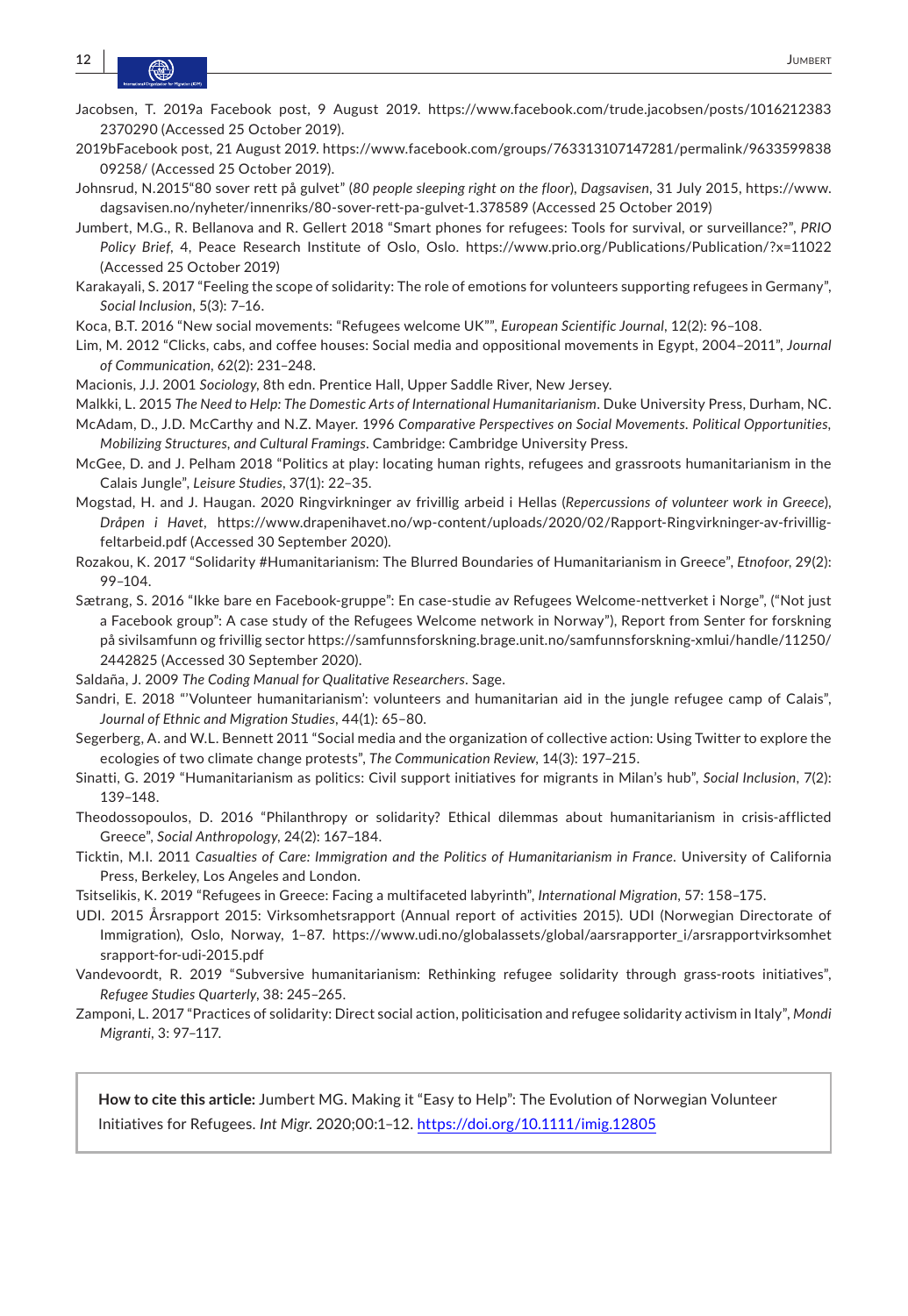Jacobsen, T. 2019a Facebook post, 9 August 2019. https://www.facebook.com/trude.jacobsen/posts/10162123832370290 (Accessed 25 October 2019).

2019bFacebook post, 21 August 2019. https://www.facebook.com/groups/763313107147281/permalink/963359983809258/ (Accessed 25 October 2019).

Johnsrud, N.2015"80 sover rett på gulvet" (*80 people sleeping right on the floor*), *Dagsavisen*, 31 July 2015, https://www.dagsavisen.no/nyheter/innenriks/80-sover-rett-pa-gulvet-1.378589 (Accessed 25 October 2019)

Jumbert, M.G., R. Bellanova and R. Gellert 2018 "Smart phones for refugees: Tools for survival, or surveillance?", *PRIO Policy Brief*, 4, Peace Research Institute of Oslo, Oslo. https://www.prio.org/Publications/Publication/?x=11022 (Accessed 25 October 2019)

Karakayali, S. 2017 "Feeling the scope of solidarity: The role of emotions for volunteers supporting refugees in Germany", *Social Inclusion*, 5(3): 7–16.

Koca, B.T. 2016 "New social movements: "Refugees welcome UK"", *European Scientific Journal*, 12(2): 96–108.

Lim, M. 2012 "Clicks, cabs, and coffee houses: Social media and oppositional movements in Egypt, 2004–2011", *Journal of Communication*, 62(2): 231–248.

Macionis, J.J. 2001 *Sociology*, 8th edn. Prentice Hall, Upper Saddle River, New Jersey.

Malkki, L. 2015 *The Need to Help: The Domestic Arts of International Humanitarianism*. Duke University Press, Durham, NC.

McAdam, D., J.D. McCarthy and N.Z. Mayer. 1996 *Comparative Perspectives on Social Movements. Political Opportunities, Mobilizing Structures, and Cultural Framings*. Cambridge: Cambridge University Press.

McGee, D. and J. Pelham 2018 "Politics at play: locating human rights, refugees and grassroots humanitarianism in the Calais Jungle", *Leisure Studies*, 37(1): 22–35.

Mogstad, H. and J. Haugan. 2020 Ringvirkninger av frivillig arbeid i Hellas (*Repercussions of volunteer work in Greece*), *Dråpen i Havet*, https://www.drapenihavet.no/wp-content/uploads/2020/02/Rapport-Ringvirkninger-av-frivillig-feltarbeid.pdf (Accessed 30 September 2020).

Rozakou, K. 2017 "Solidarity #Humanitarianism: The Blurred Boundaries of Humanitarianism in Greece", *Etnofoor*, 29(2): 99–104.

Sætrang, S. 2016 "Ikke bare en Facebook-gruppe": En case-studie av Refugees Welcome-nettverket i Norge", ("Not just a Facebook group": A case study of the Refugees Welcome network in Norway"), Report from Senter for forskning på sivilsamfunn og frivillig sector https://samfunnsforskning.brage.unit.no/samfunnsforskning-xmlui/handle/11250/2442825 (Accessed 30 September 2020).

Saldaña, J. 2009 *The Coding Manual for Qualitative Researchers*. Sage.

Sandri, E. 2018 "'Volunteer humanitarianism': volunteers and humanitarian aid in the jungle refugee camp of Calais", *Journal of Ethnic and Migration Studies*, 44(1): 65–80.

Segerberg, A. and W.L. Bennett 2011 "Social media and the organization of collective action: Using Twitter to explore the ecologies of two climate change protests", *The Communication Review*, 14(3): 197–215.

Sinatti, G. 2019 "Humanitarianism as politics: Civil support initiatives for migrants in Milan's hub", *Social Inclusion*, 7(2): 139–148.

Theodossopoulos, D. 2016 "Philanthropy or solidarity? Ethical dilemmas about humanitarianism in crisis-afflicted Greece", *Social Anthropology*, 24(2): 167–184.

Ticktin, M.I. 2011 *Casualties of Care: Immigration and the Politics of Humanitarianism in France*. University of California Press, Berkeley, Los Angeles and London.

Tsitselikis, K. 2019 "Refugees in Greece: Facing a multifaceted labyrinth", *International Migration*, 57: 158–175.

UDI. 2015 Årsrapport 2015: Virksomhetsrapport (Annual report of activities 2015). UDI (Norwegian Directorate of Immigration), Oslo, Norway, 1–87. https://www.udi.no/globalassets/global/aarsrapporter_i/arsrapportvirksomhetsrapport-for-udi-2015.pdf

Vandevoordt, R. 2019 "Subversive humanitarianism: Rethinking refugee solidarity through grass-roots initiatives", *Refugee Studies Quarterly*, 38: 245–265.

Zamponi, L. 2017 "Practices of solidarity: Direct social action, politicisation and refugee solidarity activism in Italy", *Mondi Migranti*, 3: 97–117.

**How to cite this article:** Jumbert MG. Making it "Easy to Help": The Evolution of Norwegian Volunteer Initiatives for Refugees. *Int Migr.* 2020;00:1–12. https://doi.org/10.1111/imig.12805